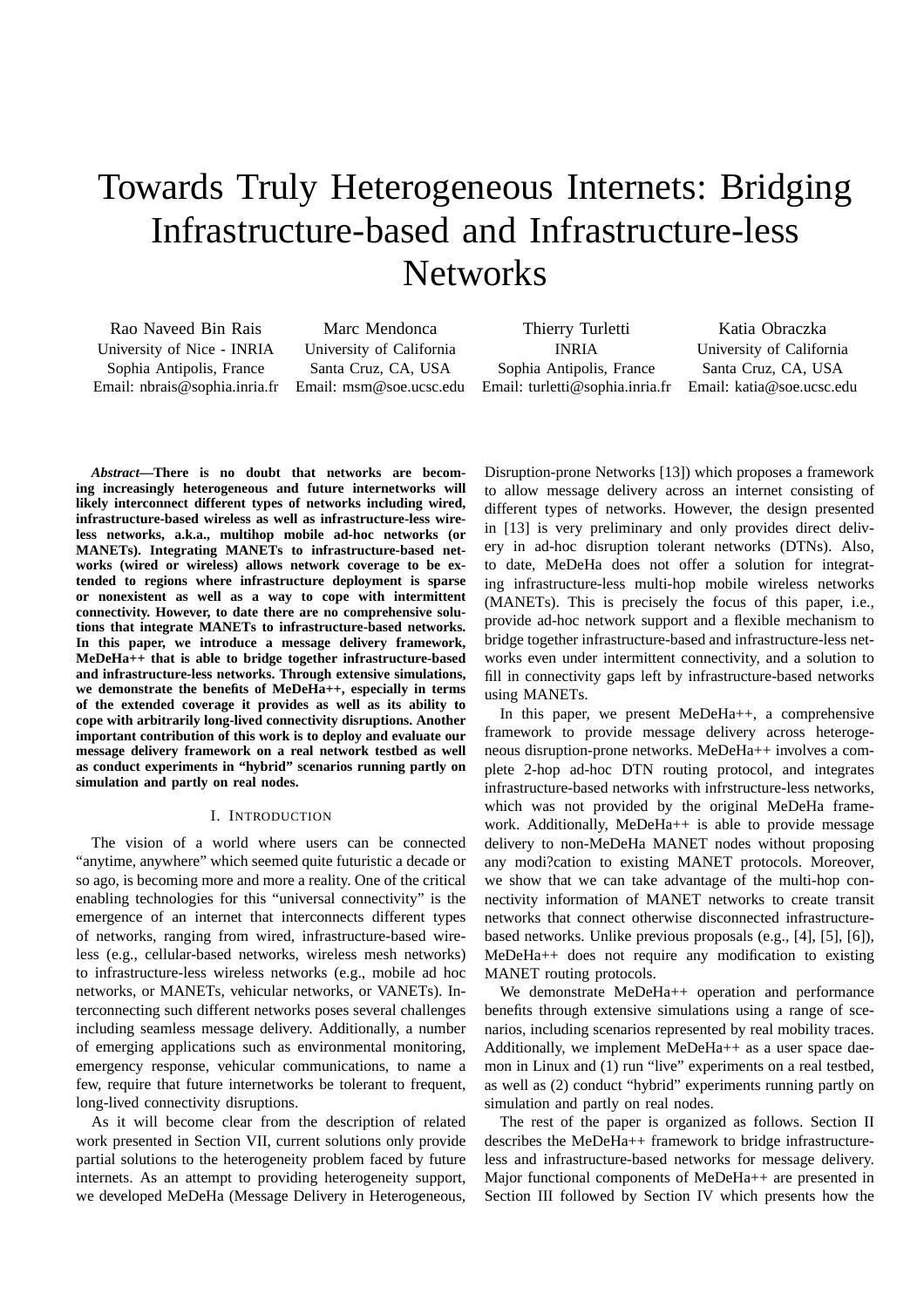# Towards Truly Heterogeneous Internets: Bridging Infrastructure-based and Infrastructure-less Networks

Rao Naveed Bin Rais
University of Nice - INRIA
Sophia Antipolis, France
Email: nbrais@sophia.inria.fr

Marc Mendonca
University of California
Santa Cruz, CA, USA
Email: msm@soe.ucsc.edu

Thierry Turletti
INRIA
Sophia Antipolis, France
Email: turletti@sophia.inria.fr

Katia Obraczka
University of California
Santa Cruz, CA, USA
Email: katia@soe.ucsc.edu

***Abstract*—There is no doubt that networks are becoming increasingly heterogeneous and future internetworks will likely interconnect different types of networks including wired, infrastructure-based wireless as well as infrastructure-less wireless networks, a.k.a., multihop mobile ad-hoc networks (or MANETs). Integrating MANETs to infrastructure-based networks (wired or wireless) allows network coverage to be extended to regions where infrastructure deployment is sparse or nonexistent as well as a way to cope with intermittent connectivity. However, to date there are no comprehensive solutions that integrate MANETs to infrastructure-based networks. In this paper, we introduce a message delivery framework, MeDeHa++ that is able to bridge together infrastructure-based and infrastructure-less networks. Through extensive simulations, we demonstrate the benefits of MeDeHa++, especially in terms of the extended coverage it provides as well as its ability to cope with arbitrarily long-lived connectivity disruptions. Another important contribution of this work is to deploy and evaluate our message delivery framework on a real network testbed as well as conduct experiments in "hybrid" scenarios running partly on simulation and partly on real nodes.**

## I. Introduction

The vision of a world where users can be connected "anytime, anywhere" which seemed quite futuristic a decade or so ago, is becoming more and more a reality. One of the critical enabling technologies for this "universal connectivity" is the emergence of an internet that interconnects different types of networks, ranging from wired, infrastructure-based wireless (e.g., cellular-based networks, wireless mesh networks) to infrastructure-less wireless networks (e.g., mobile ad hoc networks, or MANETs, vehicular networks, or VANETs). Interconnecting such different networks poses several challenges including seamless message delivery. Additionally, a number of emerging applications such as environmental monitoring, emergency response, vehicular communications, to name a few, require that future internetworks be tolerant to frequent, long-lived connectivity disruptions.

As it will become clear from the description of related work presented in Section VII, current solutions only provide partial solutions to the heterogeneity problem faced by future internets. As an attempt to providing heterogeneity support, we developed MeDeHa (Message Delivery in Heterogeneous, Disruption-prone Networks [13]) which proposes a framework to allow message delivery across an internet consisting of different types of networks. However, the design presented in [13] is very preliminary and only provides direct delivery in ad-hoc disruption tolerant networks (DTNs). Also, to date, MeDeHa does not offer a solution for integrating infrastructure-less multi-hop mobile wireless networks (MANETs). This is precisely the focus of this paper, i.e., provide ad-hoc network support and a flexible mechanism to bridge together infrastructure-based and infrastructure-less networks even under intermittent connectivity, and a solution to fill in connectivity gaps left by infrastructure-based networks using MANETs.

In this paper, we present MeDeHa++, a comprehensive framework to provide message delivery across heterogeneous disruption-prone networks. MeDeHa++ involves a complete 2-hop ad-hoc DTN routing protocol, and integrates infrastructure-based networks with infrstructure-less networks, which was not provided by the original MeDeHa framework. Additionally, MeDeHa++ is able to provide message delivery to non-MeDeHa MANET nodes without proposing any modi?cation to existing MANET protocols. Moreover, we show that we can take advantage of the multi-hop connectivity information of MANET networks to create transit networks that connect otherwise disconnected infrastructure-based networks. Unlike previous proposals (e.g., [4], [5], [6]), MeDeHa++ does not require any modification to existing MANET routing protocols.

We demonstrate MeDeHa++ operation and performance benefits through extensive simulations using a range of scenarios, including scenarios represented by real mobility traces. Additionally, we implement MeDeHa++ as a user space daemon in Linux and (1) run "live" experiments on a real testbed, as well as (2) conduct "hybrid" experiments running partly on simulation and partly on real nodes.

The rest of the paper is organized as follows. Section II describes the MeDeHa++ framework to bridge infrastructure-less and infrastructure-based networks for message delivery. Major functional components of MeDeHa++ are presented in Section III followed by Section IV which presents how the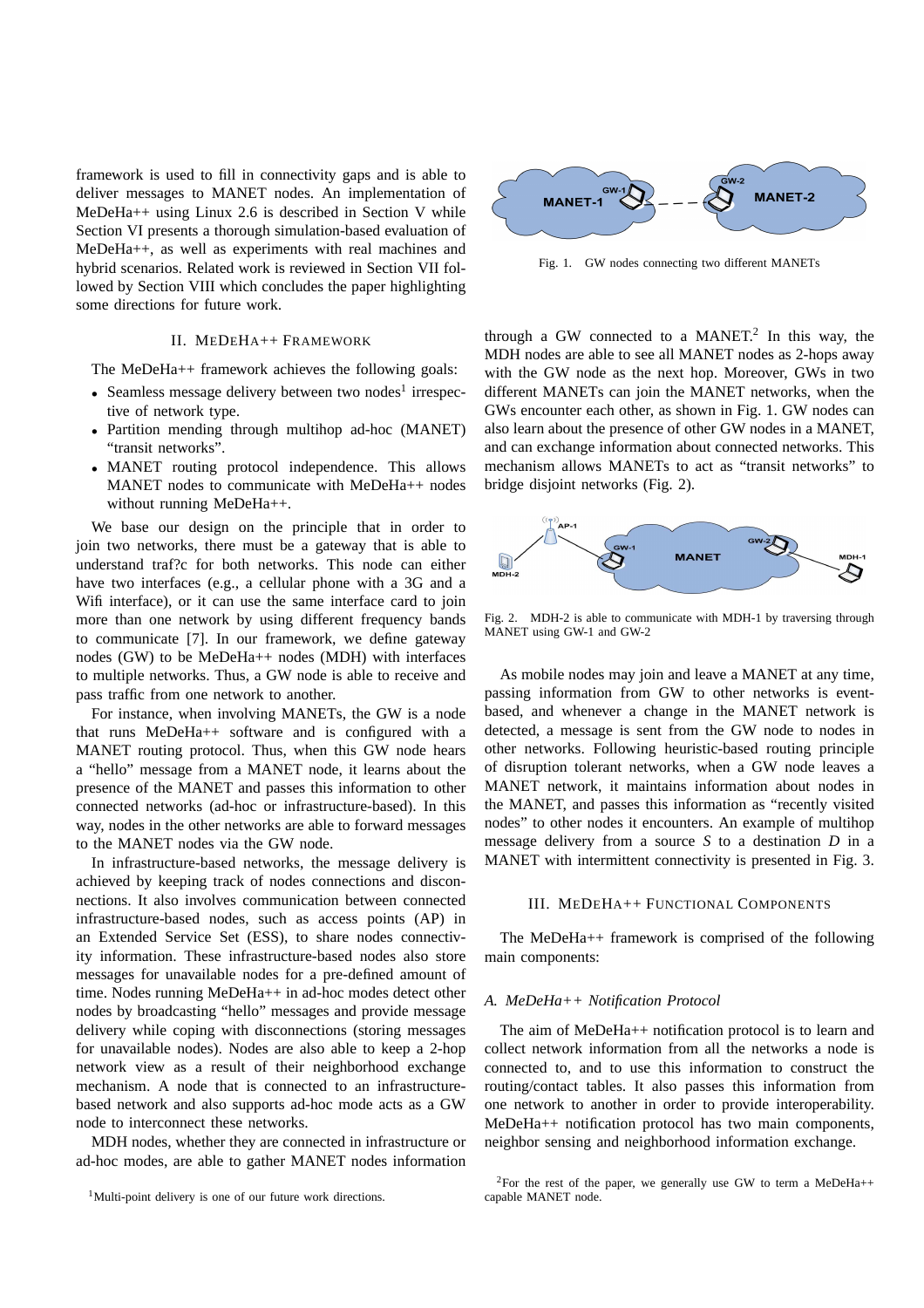framework is used to fill in connectivity gaps and is able to deliver messages to MANET nodes. An implementation of MeDeHa++ using Linux 2.6 is described in Section V while Section VI presents a thorough simulation-based evaluation of MeDeHa++, as well as experiments with real machines and hybrid scenarios. Related work is reviewed in Section VII followed by Section VIII which concludes the paper highlighting some directions for future work.

## II. MeDeHa++ Framework

The MeDeHa++ framework achieves the following goals:

- Seamless message delivery between two nodes[1] irrespective of network type.
- Partition mending through multihop ad-hoc (MANET) "transit networks".
- MANET routing protocol independence. This allows MANET nodes to communicate with MeDeHa++ nodes without running MeDeHa++.

We base our design on the principle that in order to join two networks, there must be a gateway that is able to understand traf?c for both networks. This node can either have two interfaces (e.g., a cellular phone with a 3G and a Wifi interface), or it can use the same interface card to join more than one network by using different frequency bands to communicate [7]. In our framework, we define gateway nodes (GW) to be MeDeHa++ nodes (MDH) with interfaces to multiple networks. Thus, a GW node is able to receive and pass traffic from one network to another.

For instance, when involving MANETs, the GW is a node that runs MeDeHa++ software and is configured with a MANET routing protocol. Thus, when this GW node hears a "hello" message from a MANET node, it learns about the presence of the MANET and passes this information to other connected networks (ad-hoc or infrastructure-based). In this way, nodes in the other networks are able to forward messages to the MANET nodes via the GW node.

In infrastructure-based networks, the message delivery is achieved by keeping track of nodes connections and disconnections. It also involves communication between connected infrastructure-based nodes, such as access points (AP) in an Extended Service Set (ESS), to share nodes connectivity information. These infrastructure-based nodes also store messages for unavailable nodes for a pre-defined amount of time. Nodes running MeDeHa++ in ad-hoc modes detect other nodes by broadcasting "hello" messages and provide message delivery while coping with disconnections (storing messages for unavailable nodes). Nodes are also able to keep a 2-hop network view as a result of their neighborhood exchange mechanism. A node that is connected to an infrastructure-based network and also supports ad-hoc mode acts as a GW node to interconnect these networks.

MDH nodes, whether they are connected in infrastructure or ad-hoc modes, are able to gather MANET nodes information through a GW connected to a MANET.[2] In this way, the MDH nodes are able to see all MANET nodes as 2-hops away with the GW node as the next hop. Moreover, GWs in two different MANETs can join the MANET networks, when the GWs encounter each other, as shown in Fig. 1. GW nodes can also learn about the presence of other GW nodes in a MANET, and can exchange information about connected networks. This mechanism allows MANETs to act as "transit networks" to bridge disjoint networks (Fig. 2).

Fig. 1. GW nodes connecting two different MANETs

Fig. 2. MDH-2 is able to communicate with MDH-1 by traversing through MANET using GW-1 and GW-2

As mobile nodes may join and leave a MANET at any time, passing information from GW to other networks is event-based, and whenever a change in the MANET network is detected, a message is sent from the GW node to nodes in other networks. Following heuristic-based routing principle of disruption tolerant networks, when a GW node leaves a MANET network, it maintains information about nodes in the MANET, and passes this information as "recently visited nodes" to other nodes it encounters. An example of multihop message delivery from a source $S$ to a destination $D$ in a MANET with intermittent connectivity is presented in Fig. 3.

## III. MeDeHa++ Functional Components

The MeDeHa++ framework is comprised of the following main components:

### A. MeDeHa++ Notification Protocol

The aim of MeDeHa++ notification protocol is to learn and collect network information from all the networks a node is connected to, and to use this information to construct the routing/contact tables. It also passes this information from one network to another in order to provide interoperability. MeDeHa++ notification protocol has two main components, neighbor sensing and neighborhood information exchange.

[1] Multi-point delivery is one of our future work directions.

[2] For the rest of the paper, we generally use GW to term a MeDeHa++ capable MANET node.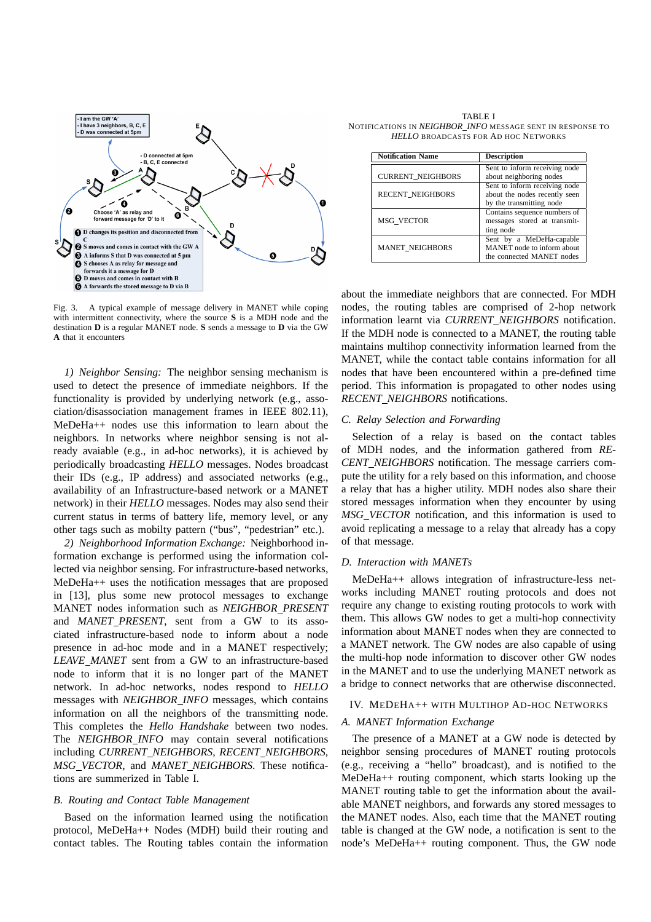Fig. 3. A typical example of message delivery in MANET while coping with intermittent connectivity, where the source **S** is a MDH node and the destination **D** is a regular MANET node. **S** sends a message to **D** via the GW **A** that it encounters

1) *Neighbor Sensing:* The neighbor sensing mechanism is used to detect the presence of immediate neighbors. If the functionality is provided by underlying network (e.g., association/disassociation management frames in IEEE 802.11), MeDeHa++ nodes use this information to learn about the neighbors. In networks where neighbor sensing is not already avaiable (e.g., in ad-hoc networks), it is achieved by periodically broadcasting *HELLO* messages. Nodes broadcast their IDs (e.g., IP address) and associated networks (e.g., availability of an Infrastructure-based network or a MANET network) in their *HELLO* messages. Nodes may also send their current status in terms of battery life, memory level, or any other tags such as mobilty pattern ("bus", "pedestrian" etc.).

2) *Neighborhood Information Exchange:* Neighborhood information exchange is performed using the information collected via neighbor sensing. For infrastructure-based networks, MeDeHa++ uses the notification messages that are proposed in [13], plus some new protocol messages to exchange MANET nodes information such as *NEIGHBOR_PRESENT* and *MANET_PRESENT*, sent from a GW to its associated infrastructure-based node to inform about a node presence in ad-hoc mode and in a MANET respectively; *LEAVE_MANET* sent from a GW to an infrastructure-based node to inform that it is no longer part of the MANET network. In ad-hoc networks, nodes respond to *HELLO* messages with *NEIGHBOR_INFO* messages, which contains information on all the neighbors of the transmitting node. This completes the *Hello Handshake* between two nodes. The *NEIGHBOR_INFO* may contain several notifications including *CURRENT_NEIGHBORS*, *RECENT_NEIGHBORS*, *MSG_VECTOR*, and *MANET_NEIGHBORS*. These notifications are summerized in Table I.

### *B. Routing and Contact Table Management*

Based on the information learned using the notification protocol, MeDeHa++ Nodes (MDH) build their routing and contact tables. The Routing tables contain the information

TABLE I
NOTIFICATIONS IN *NEIGHBOR_INFO* MESSAGE SENT IN RESPONSE TO *HELLO* BROADCASTS FOR AD HOC NETWORKS

| Notification Name | Description |
|---|---|
| CURRENT_NEIGHBORS | Sent to inform receiving node about neighboring nodes |
| RECENT_NEIGHBORS | Sent to inform receiving node about the nodes recently seen by the transmitting node |
| MSG_VECTOR | Contains sequence numbers of messages stored at transmitting node |
| MANET_NEIGHBORS | Sent by a MeDeHa-capable MANET node to inform about the connected MANET nodes |

about the immediate neighbors that are connected. For MDH nodes, the routing tables are comprised of 2-hop network information learnt via *CURRENT_NEIGHBORS* notification. If the MDH node is connected to a MANET, the routing table maintains multihop connectivity information learned from the MANET, while the contact table contains information for all nodes that have been encountered within a pre-defined time period. This information is propagated to other nodes using *RECENT_NEIGHBORS* notifications.

### *C. Relay Selection and Forwarding*

Selection of a relay is based on the contact tables of MDH nodes, and the information gathered from *RECENT_NEIGHBORS* notification. The message carriers compute the utility for a rely based on this information, and choose a relay that has a higher utility. MDH nodes also share their stored messages information when they encounter by using *MSG_VECTOR* notification, and this information is used to avoid replicating a message to a relay that already has a copy of that message.

### *D. Interaction with MANETs*

MeDeHa++ allows integration of infrastructure-less networks including MANET routing protocols and does not require any change to existing routing protocols to work with them. This allows GW nodes to get a multi-hop connectivity information about MANET nodes when they are connected to a MANET network. The GW nodes are also capable of using the multi-hop node information to discover other GW nodes in the MANET and to use the underlying MANET network as a bridge to connect networks that are otherwise disconnected.

## IV. MEDEHA++ WITH MULTIHOP AD-HOC NETWORKS

### *A. MANET Information Exchange*

The presence of a MANET at a GW node is detected by neighbor sensing procedures of MANET routing protocols (e.g., receiving a "hello" broadcast), and is notified to the MeDeHa++ routing component, which starts looking up the MANET routing table to get the information about the available MANET neighbors, and forwards any stored messages to the MANET nodes. Also, each time that the MANET routing table is changed at the GW node, a notification is sent to the node's MeDeHa++ routing component. Thus, the GW node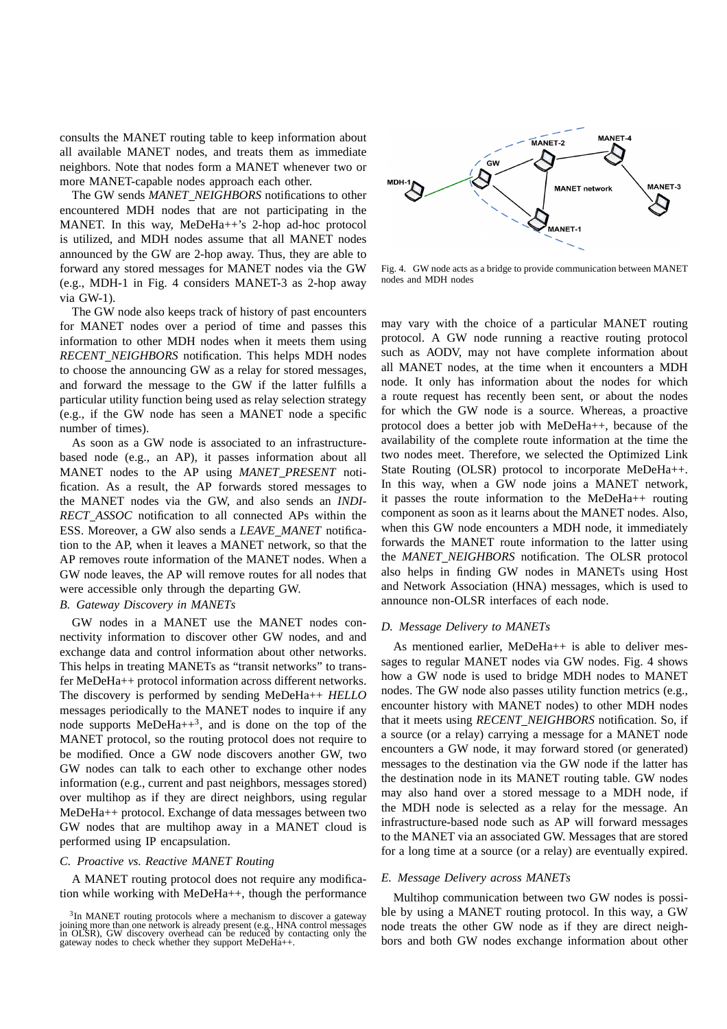consults the MANET routing table to keep information about all available MANET nodes, and treats them as immediate neighbors. Note that nodes form a MANET whenever two or more MANET-capable nodes approach each other.

The GW sends *MANET_NEIGHBORS* notifications to other encountered MDH nodes that are not participating in the MANET. In this way, MeDeHa++'s 2-hop ad-hoc protocol is utilized, and MDH nodes assume that all MANET nodes announced by the GW are 2-hop away. Thus, they are able to forward any stored messages for MANET nodes via the GW (e.g., MDH-1 in Fig. 4 considers MANET-3 as 2-hop away via GW-1).

The GW node also keeps track of history of past encounters for MANET nodes over a period of time and passes this information to other MDH nodes when it meets them using *RECENT_NEIGHBORS* notification. This helps MDH nodes to choose the announcing GW as a relay for stored messages, and forward the message to the GW if the latter fulfills a particular utility function being used as relay selection strategy (e.g., if the GW node has seen a MANET node a specific number of times).

As soon as a GW node is associated to an infrastructure-based node (e.g., an AP), it passes information about all MANET nodes to the AP using *MANET_PRESENT* notification. As a result, the AP forwards stored messages to the MANET nodes via the GW, and also sends an *INDIRECT_ASSOC* notification to all connected APs within the ESS. Moreover, a GW also sends a *LEAVE_MANET* notification to the AP, when it leaves a MANET network, so that the AP removes route information of the MANET nodes. When a GW node leaves, the AP will remove routes for all nodes that were accessible only through the departing GW.

### B. Gateway Discovery in MANETs

GW nodes in a MANET use the MANET nodes connectivity information to discover other GW nodes, and and exchange data and control information about other networks. This helps in treating MANETs as "transit networks" to transfer MeDeHa++ protocol information across different networks. The discovery is performed by sending MeDeHa++ *HELLO* messages periodically to the MANET nodes to inquire if any node supports MeDeHa++[3], and is done on the top of the MANET protocol, so the routing protocol does not require to be modified. Once a GW node discovers another GW, two GW nodes can talk to each other to exchange other nodes information (e.g., current and past neighbors, messages stored) over multihop as if they are direct neighbors, using regular MeDeHa++ protocol. Exchange of data messages between two GW nodes that are multihop away in a MANET cloud is performed using IP encapsulation.

### C. Proactive vs. Reactive MANET Routing

A MANET routing protocol does not require any modification while working with MeDeHa++, though the performance may vary with the choice of a particular MANET routing protocol. A GW node running a reactive routing protocol such as AODV, may not have complete information about all MANET nodes, at the time when it encounters a MDH node. It only has information about the nodes for which a route request has recently been sent, or about the nodes for which the GW node is a source. Whereas, a proactive protocol does a better job with MeDeHa++, because of the availability of the complete route information at the time the two nodes meet. Therefore, we selected the Optimized Link State Routing (OLSR) protocol to incorporate MeDeHa++. In this way, when a GW node joins a MANET network, it passes the route information to the MeDeHa++ routing component as soon as it learns about the MANET nodes. Also, when this GW node encounters a MDH node, it immediately forwards the MANET route information to the latter using the *MANET_NEIGHBORS* notification. The OLSR protocol also helps in finding GW nodes in MANETs using Host and Network Association (HNA) messages, which is used to announce non-OLSR interfaces of each node.

[3]In MANET routing protocols where a mechanism to discover a gateway joining more than one network is already present (e.g., HNA control messages in OLSR), GW discovery overhead can be reduced by contacting only the gateway nodes to check whether they support MeDeHa++.

Fig. 4. GW node acts as a bridge to provide communication between MANET nodes and MDH nodes

### D. Message Delivery to MANETs

As mentioned earlier, MeDeHa++ is able to deliver messages to regular MANET nodes via GW nodes. Fig. 4 shows how a GW node is used to bridge MDH nodes to MANET nodes. The GW also passes utility function metrics (e.g., encounter history with MANET nodes) to other MDH nodes that it meets using *RECENT_NEIGHBORS* notification. So, if a source (or a relay) carrying a message for a MANET node encounters a GW node, it may forward stored (or generated) messages to the destination via the GW node if the latter has the destination node in its MANET routing table. GW nodes may also hand over a stored message to a MDH node, if the MDH node is selected as a relay for the message. An infrastructure-based node such as AP will forward messages to the MANET via an associated GW. Messages that are stored for a long time at a source (or a relay) are eventually expired.

### E. Message Delivery across MANETs

Multihop communication between two GW nodes is possible by using a MANET routing protocol. In this way, a GW node treats the other GW node as if they are direct neighbors and both GW nodes exchange information about other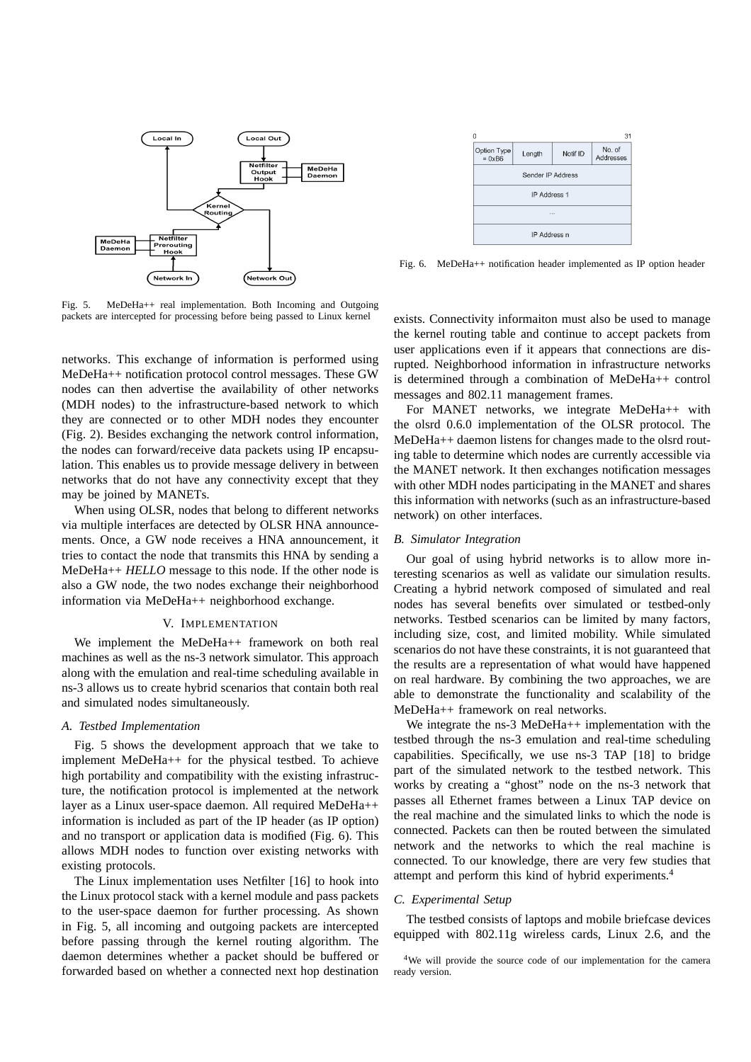Fig. 5. MeDeHa++ real implementation. Both Incoming and Outgoing packets are intercepted for processing before being passed to Linux kernel

Fig. 6. MeDeHa++ notification header implemented as IP option header

networks. This exchange of information is performed using MeDeHa++ notification protocol control messages. These GW nodes can then advertise the availability of other networks (MDH nodes) to the infrastructure-based network to which they are connected or to other MDH nodes they encounter (Fig. 2). Besides exchanging the network control information, the nodes can forward/receive data packets using IP encapsulation. This enables us to provide message delivery in between networks that do not have any connectivity except that they may be joined by MANETs.

When using OLSR, nodes that belong to different networks via multiple interfaces are detected by OLSR HNA announcements. Once, a GW node receives a HNA announcement, it tries to contact the node that transmits this HNA by sending a MeDeHa++ *HELLO* message to this node. If the other node is also a GW node, the two nodes exchange their neighborhood information via MeDeHa++ neighborhood exchange.

## V. Implementation

We implement the MeDeHa++ framework on both real machines as well as the ns-3 network simulator. This approach along with the emulation and real-time scheduling available in ns-3 allows us to create hybrid scenarios that contain both real and simulated nodes simultaneously.

### A. Testbed Implementation

Fig. 5 shows the development approach that we take to implement MeDeHa++ for the physical testbed. To achieve high portability and compatibility with the existing infrastructure, the notification protocol is implemented at the network layer as a Linux user-space daemon. All required MeDeHa++ information is included as part of the IP header (as IP option) and no transport or application data is modified (Fig. 6). This allows MDH nodes to function over existing networks with existing protocols.

The Linux implementation uses Netfilter [16] to hook into the Linux protocol stack with a kernel module and pass packets to the user-space daemon for further processing. As shown in Fig. 5, all incoming and outgoing packets are intercepted before passing through the kernel routing algorithm. The daemon determines whether a packet should be buffered or forwarded based on whether a connected next hop destination exists. Connectivity informaiton must also be used to manage the kernel routing table and continue to accept packets from user applications even if it appears that connections are disrupted. Neighborhood information in infrastructure networks is determined through a combination of MeDeHa++ control messages and 802.11 management frames.

For MANET networks, we integrate MeDeHa++ with the olsrd 0.6.0 implementation of the OLSR protocol. The MeDeHa++ daemon listens for changes made to the olsrd routing table to determine which nodes are currently accessible via the MANET network. It then exchanges notification messages with other MDH nodes participating in the MANET and shares this information with networks (such as an infrastructure-based network) on other interfaces.

### B. Simulator Integration

Our goal of using hybrid networks is to allow more interesting scenarios as well as validate our simulation results. Creating a hybrid network composed of simulated and real nodes has several benefits over simulated or testbed-only networks. Testbed scenarios can be limited by many factors, including size, cost, and limited mobility. While simulated scenarios do not have these constraints, it is not guaranteed that the results are a representation of what would have happened on real hardware. By combining the two approaches, we are able to demonstrate the functionality and scalability of the MeDeHa++ framework on real networks.

We integrate the ns-3 MeDeHa++ implementation with the testbed through the ns-3 emulation and real-time scheduling capabilities. Specifically, we use ns-3 TAP [18] to bridge part of the simulated network to the testbed network. This works by creating a "ghost" node on the ns-3 network that passes all Ethernet frames between a Linux TAP device on the real machine and the simulated links to which the node is connected. Packets can then be routed between the simulated network and the networks to which the real machine is connected. To our knowledge, there are very few studies that attempt and perform this kind of hybrid experiments.[4]

### C. Experimental Setup

The testbed consists of laptops and mobile briefcase devices equipped with 802.11g wireless cards, Linux 2.6, and the

[4]We will provide the source code of our implementation for the camera ready version.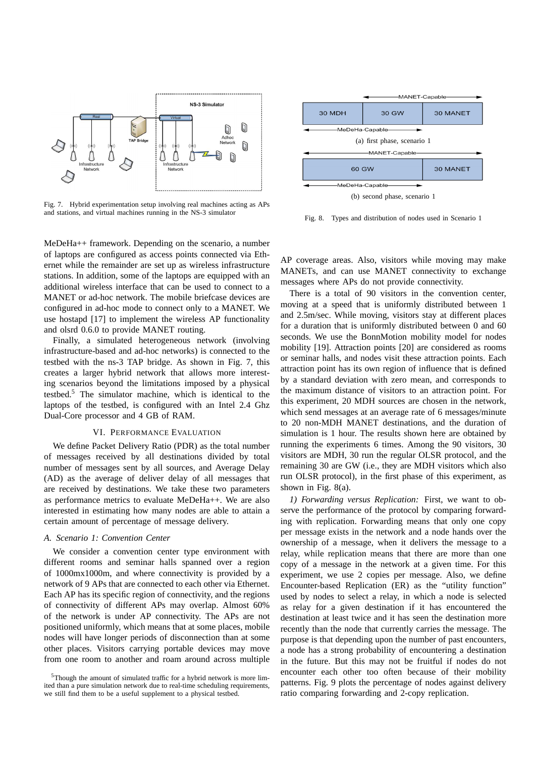Fig. 7. Hybrid experimentation setup involving real machines acting as APs and stations, and virtual machines running in the NS-3 simulator

Fig. 8. Types and distribution of nodes used in Scenario 1

(a) first phase, scenario 1

(b) second phase, scenario 1

MeDeHa++ framework. Depending on the scenario, a number of laptops are configured as access points connected via Ethernet while the remainder are set up as wireless infrastructure stations. In addition, some of the laptops are equipped with an additional wireless interface that can be used to connect to a MANET or ad-hoc network. The mobile briefcase devices are configured in ad-hoc mode to connect only to a MANET. We use hostapd [17] to implement the wireless AP functionality and olsrd 0.6.0 to provide MANET routing.

Finally, a simulated heterogeneous network (involving infrastructure-based and ad-hoc networks) is connected to the testbed with the ns-3 TAP bridge. As shown in Fig. 7, this creates a larger hybrid network that allows more interesting scenarios beyond the limitations imposed by a physical testbed.[5] The simulator machine, which is identical to the laptops of the testbed, is configured with an Intel 2.4 Ghz Dual-Core processor and 4 GB of RAM.

## VI. Performance Evaluation

We define Packet Delivery Ratio (PDR) as the total number of messages received by all destinations divided by total number of messages sent by all sources, and Average Delay (AD) as the average of deliver delay of all messages that are received by destinations. We take these two parameters as performance metrics to evaluate MeDeHa++. We are also interested in estimating how many nodes are able to attain a certain amount of percentage of message delivery.

### A. Scenario 1: Convention Center

We consider a convention center type environment with different rooms and seminar halls spanned over a region of 1000mx1000m, and where connectivity is provided by a network of 9 APs that are connected to each other via Ethernet. Each AP has its specific region of connectivity, and the regions of connectivity of different APs may overlap. Almost 60% of the network is under AP connectivity. The APs are not positioned uniformly, which means that at some places, mobile nodes will have longer periods of disconnection than at some other places. Visitors carrying portable devices may move from one room to another and roam around across multiple AP coverage areas. Also, visitors while moving may make MANETs, and can use MANET connectivity to exchange messages where APs do not provide connectivity.

There is a total of 90 visitors in the convention center, moving at a speed that is uniformly distributed between 1 and 2.5m/sec. While moving, visitors stay at different places for a duration that is uniformly distributed between 0 and 60 seconds. We use the BonnMotion mobility model for nodes mobility [19]. Attraction points [20] are considered as rooms or seminar halls, and nodes visit these attraction points. Each attraction point has its own region of influence that is defined by a standard deviation with zero mean, and corresponds to the maximum distance of visitors to an attraction point. For this experiment, 20 MDH sources are chosen in the network, which send messages at an average rate of 6 messages/minute to 20 non-MDH MANET destinations, and the duration of simulation is 1 hour. The results shown here are obtained by running the experiments 6 times. Among the 90 visitors, 30 visitors are MDH, 30 run the regular OLSR protocol, and the remaining 30 are GW (i.e., they are MDH visitors which also run OLSR protocol), in the first phase of this experiment, as shown in Fig. 8(a).

*1) Forwarding versus Replication:* First, we want to observe the performance of the protocol by comparing forwarding with replication. Forwarding means that only one copy per message exists in the network and a node hands over the ownership of a message, when it delivers the message to a relay, while replication means that there are more than one copy of a message in the network at a given time. For this experiment, we use 2 copies per message. Also, we define Encounter-based Replication (ER) as the "utility function" used by nodes to select a relay, in which a node is selected as relay for a given destination if it has encountered the destination at least twice and it has seen the destination more recently than the node that currently carries the message. The purpose is that depending upon the number of past encounters, a node has a strong probability of encountering a destination in the future. But this may not be fruitful if nodes do not encounter each other too often because of their mobility patterns. Fig. 9 plots the percentage of nodes against delivery ratio comparing forwarding and 2-copy replication.

[5] Though the amount of simulated traffic for a hybrid network is more limited than a pure simulation network due to real-time scheduling requirements, we still find them to be a useful supplement to a physical testbed.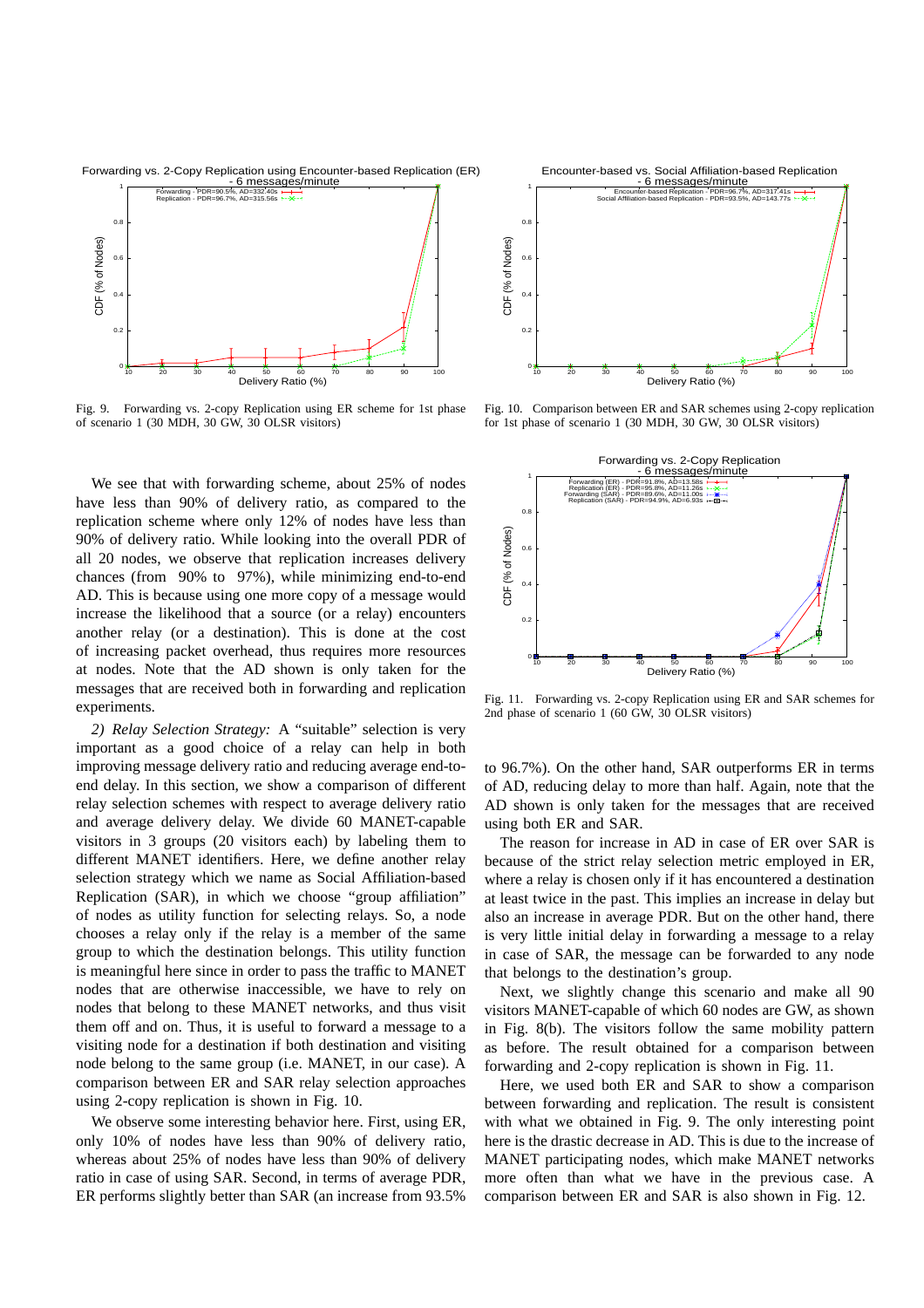Fig. 9. Forwarding vs. 2-copy Replication using ER scheme for 1st phase of scenario 1 (30 MDH, 30 GW, 30 OLSR visitors)

Fig. 10. Comparison between ER and SAR schemes using 2-copy replication for 1st phase of scenario 1 (30 MDH, 30 GW, 30 OLSR visitors)

We see that with forwarding scheme, about 25% of nodes have less than 90% of delivery ratio, as compared to the replication scheme where only 12% of nodes have less than 90% of delivery ratio. While looking into the overall PDR of all 20 nodes, we observe that replication increases delivery chances (from 90% to 97%), while minimizing end-to-end AD. This is because using one more copy of a message would increase the likelihood that a source (or a relay) encounters another relay (or a destination). This is done at the cost of increasing packet overhead, thus requires more resources at nodes. Note that the AD shown is only taken for the messages that are received both in forwarding and replication experiments.

*2) Relay Selection Strategy:* A "suitable" selection is very important as a good choice of a relay can help in both improving message delivery ratio and reducing average end-to-end delay. In this section, we show a comparison of different relay selection schemes with respect to average delivery ratio and average delivery delay. We divide 60 MANET-capable visitors in 3 groups (20 visitors each) by labeling them to different MANET identifiers. Here, we define another relay selection strategy which we name as Social Affiliation-based Replication (SAR), in which we choose "group affiliation" of nodes as utility function for selecting relays. So, a node chooses a relay only if the relay is a member of the same group to which the destination belongs. This utility function is meaningful here since in order to pass the traffic to MANET nodes that are otherwise inaccessible, we have to rely on nodes that belong to these MANET networks, and thus visit them off and on. Thus, it is useful to forward a message to a visiting node for a destination if both destination and visiting node belong to the same group (i.e. MANET, in our case). A comparison between ER and SAR relay selection approaches using 2-copy replication is shown in Fig. 10.

We observe some interesting behavior here. First, using ER, only 10% of nodes have less than 90% of delivery ratio, whereas about 25% of nodes have less than 90% of delivery ratio in case of using SAR. Second, in terms of average PDR, ER performs slightly better than SAR (an increase from 93.5% to 96.7%). On the other hand, SAR outperforms ER in terms of AD, reducing delay to more than half. Again, note that the AD shown is only taken for the messages that are received using both ER and SAR.

Fig. 11. Forwarding vs. 2-copy Replication using ER and SAR schemes for 2nd phase of scenario 1 (60 GW, 30 OLSR visitors)

The reason for increase in AD in case of ER over SAR is because of the strict relay selection metric employed in ER, where a relay is chosen only if it has encountered a destination at least twice in the past. This implies an increase in delay but also an increase in average PDR. But on the other hand, there is very little initial delay in forwarding a message to a relay in case of SAR, the message can be forwarded to any node that belongs to the destination's group.

Next, we slightly change this scenario and make all 90 visitors MANET-capable of which 60 nodes are GW, as shown in Fig. 8(b). The visitors follow the same mobility pattern as before. The result obtained for a comparison between forwarding and 2-copy replication is shown in Fig. 11.

Here, we used both ER and SAR to show a comparison between forwarding and replication. The result is consistent with what we obtained in Fig. 9. The only interesting point here is the drastic decrease in AD. This is due to the increase of MANET participating nodes, which make MANET networks more often than what we have in the previous case. A comparison between ER and SAR is also shown in Fig. 12.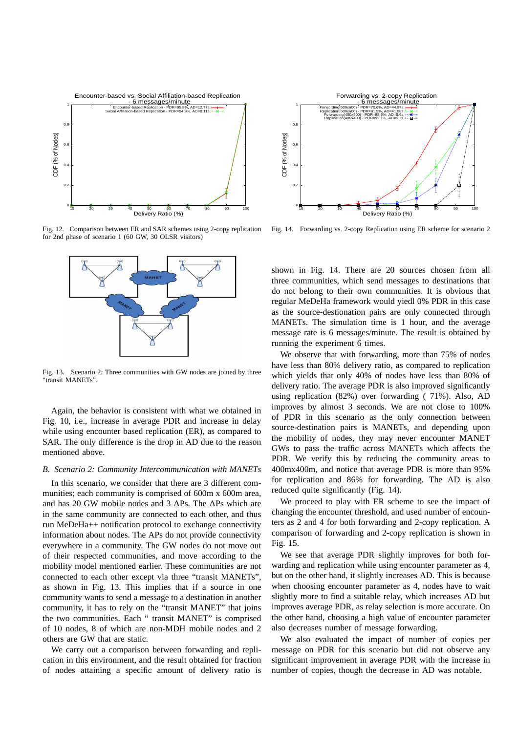Fig. 12. Comparison between ER and SAR schemes using 2-copy replication for 2nd phase of scenario 1 (60 GW, 30 OLSR visitors)

Fig. 13. Scenario 2: Three communities with GW nodes are joined by three "transit MANETs".

Again, the behavior is consistent with what we obtained in Fig. 10, i.e., increase in average PDR and increase in delay while using encounter based replication (ER), as compared to SAR. The only difference is the drop in AD due to the reason mentioned above.

### *B. Scenario 2: Community Intercommunication with MANETs*

In this scenario, we consider that there are 3 different communities; each community is comprised of 600m x 600m area, and has 20 GW mobile nodes and 3 APs. The APs which are in the same community are connected to each other, and thus run MeDeHa++ notification protocol to exchange connectivity information about nodes. The APs do not provide connectivity everywhere in a community. The GW nodes do not move out of their respected communities, and move according to the mobility model mentioned earlier. These communities are not connected to each other except via three "transit MANETs", as shown in Fig. 13. This implies that if a source in one community wants to send a message to a destination in another community, it has to rely on the "transit MANET" that joins the two communities. Each " transit MANET" is comprised of 10 nodes, 8 of which are non-MDH mobile nodes and 2 others are GW that are static.

We carry out a comparison between forwarding and replication in this environment, and the result obtained for fraction of nodes attaining a specific amount of delivery ratio is shown in Fig. 14. There are 20 sources chosen from all three communities, which send messages to destinations that do not belong to their own communities. It is obvious that regular MeDeHa framework would yiedl 0% PDR in this case as the source-destionation pairs are only connected through MANETs. The simulation time is 1 hour, and the average message rate is 6 messages/minute. The result is obtained by running the experiment 6 times.

Fig. 14. Forwarding vs. 2-copy Replication using ER scheme for scenario 2

We observe that with forwarding, more than 75% of nodes have less than 80% delivery ratio, as compared to replication which yields that only 40% of nodes have less than 80% of delivery ratio. The average PDR is also improved significantly using replication (82%) over forwarding ( 71%). Also, AD improves by almost 3 seconds. We are not close to 100% of PDR in this scenario as the only connection between source-destination pairs is MANETs, and depending upon the mobility of nodes, they may never encounter MANET GWs to pass the traffic across MANETs which affects the PDR. We verify this by reducing the community areas to 400mx400m, and notice that average PDR is more than 95% for replication and 86% for forwarding. The AD is also reduced quite significantly (Fig. 14).

We proceed to play with ER scheme to see the impact of changing the encounter threshold, and used number of encounters as 2 and 4 for both forwarding and 2-copy replication. A comparison of forwarding and 2-copy replication is shown in Fig. 15.

We see that average PDR slightly improves for both forwarding and replication while using encounter parameter as 4, but on the other hand, it slightly increases AD. This is because when choosing encounter parameter as 4, nodes have to wait slightly more to find a suitable relay, which increases AD but improves average PDR, as relay selection is more accurate. On the other hand, choosing a high value of encounter parameter also decreases number of message forwarding.

We also evaluated the impact of number of copies per message on PDR for this scenario but did not observe any significant improvement in average PDR with the increase in number of copies, though the decrease in AD was notable.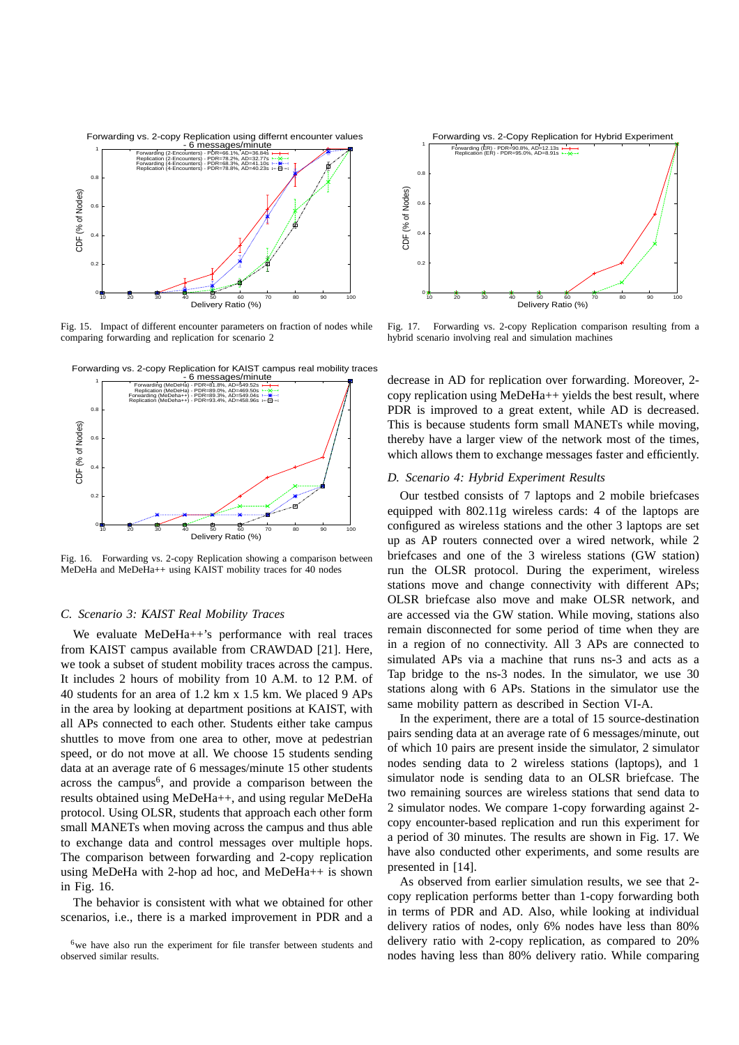Fig. 15. Impact of different encounter parameters on fraction of nodes while comparing forwarding and replication for scenario 2

Fig. 16. Forwarding vs. 2-copy Replication showing a comparison between MeDeHa and MeDeHa++ using KAIST mobility traces for 40 nodes

### C. Scenario 3: KAIST Real Mobility Traces

We evaluate MeDeHa++'s performance with real traces from KAIST campus available from CRAWDAD [21]. Here, we took a subset of student mobility traces across the campus. It includes 2 hours of mobility from 10 A.M. to 12 P.M. of 40 students for an area of 1.2 km x 1.5 km. We placed 9 APs in the area by looking at department positions at KAIST, with all APs connected to each other. Students either take campus shuttles to move from one area to other, move at pedestrian speed, or do not move at all. We choose 15 students sending data at an average rate of 6 messages/minute 15 other students across the campus[6], and provide a comparison between the results obtained using MeDeHa++, and using regular MeDeHa protocol. Using OLSR, students that approach each other form small MANETs when moving across the campus and thus able to exchange data and control messages over multiple hops. The comparison between forwarding and 2-copy replication using MeDeHa with 2-hop ad hoc, and MeDeHa++ is shown in Fig. 16.

The behavior is consistent with what we obtained for other scenarios, i.e., there is a marked improvement in PDR and a decrease in AD for replication over forwarding. Moreover, 2-copy replication using MeDeHa++ yields the best result, where PDR is improved to a great extent, while AD is decreased. This is because students form small MANETs while moving, thereby have a larger view of the network most of the times, which allows them to exchange messages faster and efficiently.

[6] we have also run the experiment for file transfer between students and observed similar results.

Fig. 17. Forwarding vs. 2-copy Replication comparison resulting from a hybrid scenario involving real and simulation machines

### D. Scenario 4: Hybrid Experiment Results

Our testbed consists of 7 laptops and 2 mobile briefcases equipped with 802.11g wireless cards: 4 of the laptops are configured as wireless stations and the other 3 laptops are set up as AP routers connected over a wired network, while 2 briefcases and one of the 3 wireless stations (GW station) run the OLSR protocol. During the experiment, wireless stations move and change connectivity with different APs; OLSR briefcase also move and make OLSR network, and are accessed via the GW station. While moving, stations also remain disconnected for some period of time when they are in a region of no connectivity. All 3 APs are connected to simulated APs via a machine that runs ns-3 and acts as a Tap bridge to the ns-3 nodes. In the simulator, we use 30 stations along with 6 APs. Stations in the simulator use the same mobility pattern as described in Section VI-A.

In the experiment, there are a total of 15 source-destination pairs sending data at an average rate of 6 messages/minute, out of which 10 pairs are present inside the simulator, 2 simulator nodes sending data to 2 wireless stations (laptops), and 1 simulator node is sending data to an OLSR briefcase. The two remaining sources are wireless stations that send data to 2 simulator nodes. We compare 1-copy forwarding against 2-copy encounter-based replication and run this experiment for a period of 30 minutes. The results are shown in Fig. 17. We have also conducted other experiments, and some results are presented in [14].

As observed from earlier simulation results, we see that 2-copy replication performs better than 1-copy forwarding both in terms of PDR and AD. Also, while looking at individual delivery ratios of nodes, only 6% nodes have less than 80% delivery ratio with 2-copy replication, as compared to 20% nodes having less than 80% delivery ratio. While comparing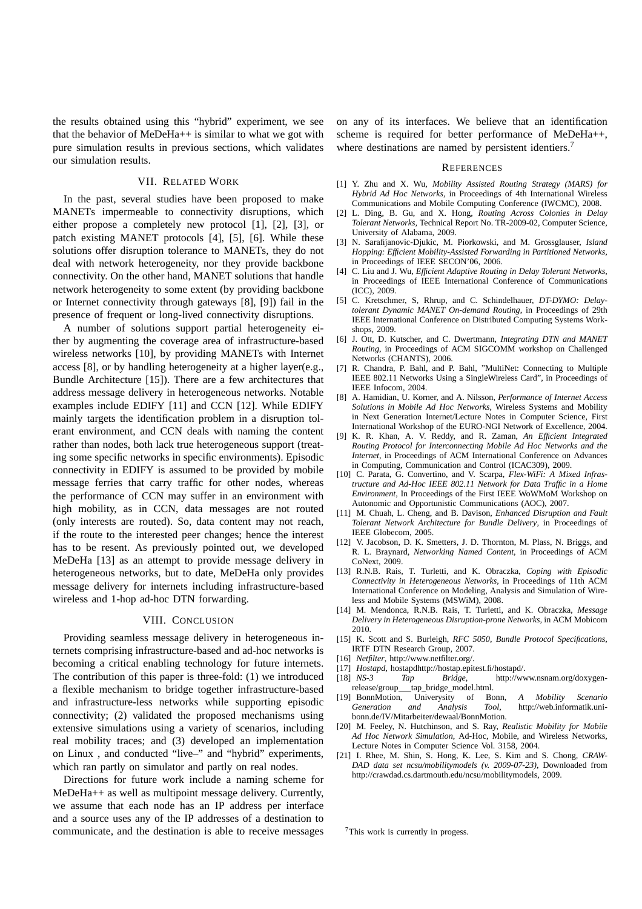the results obtained using this "hybrid" experiment, we see that the behavior of MeDeHa++ is similar to what we got with pure simulation results in previous sections, which validates our simulation results.

## VII. Related Work

In the past, several studies have been proposed to make MANETs impermeable to connectivity disruptions, which either propose a completely new protocol [1], [2], [3], or patch existing MANET protocols [4], [5], [6]. While these solutions offer disruption tolerance to MANETs, they do not deal with network heterogeneity, nor they provide backbone connectivity. On the other hand, MANET solutions that handle network heterogeneity to some extent (by providing backbone or Internet connectivity through gateways [8], [9]) fail in the presence of frequent or long-lived connectivity disruptions.

A number of solutions support partial heterogeneity either by augmenting the coverage area of infrastructure-based wireless networks [10], by providing MANETs with Internet access [8], or by handling heterogeneity at a higher layer(e.g., Bundle Architecture [15]). There are a few architectures that address message delivery in heterogeneous networks. Notable examples include EDIFY [11] and CCN [12]. While EDIFY mainly targets the identification problem in a disruption tolerant environment, and CCN deals with naming the content rather than nodes, both lack true heterogeneous support (treating some specific networks in specific environments). Episodic connectivity in EDIFY is assumed to be provided by mobile message ferries that carry traffic for other nodes, whereas the performance of CCN may suffer in an environment with high mobility, as in CCN, data messages are not routed (only interests are routed). So, data content may not reach, if the route to the interested peer changes; hence the interest has to be resent. As previously pointed out, we developed MeDeHa [13] as an attempt to provide message delivery in heterogeneous networks, but to date, MeDeHa only provides message delivery for internets including infrastructure-based wireless and 1-hop ad-hoc DTN forwarding.

## VIII. Conclusion

Providing seamless message delivery in heterogeneous internets comprising infrastructure-based and ad-hoc networks is becoming a critical enabling technology for future internets. The contribution of this paper is three-fold: (1) we introduced a flexible mechanism to bridge together infrastructure-based and infrastructure-less networks while supporting episodic connectivity; (2) validated the proposed mechanisms using extensive simulations using a variety of scenarios, including real mobility traces; and (3) developed an implementation on Linux , and conducted "live–" and "hybrid" experiments, which ran partly on simulator and partly on real nodes.

Directions for future work include a naming scheme for MeDeHa++ as well as multipoint message delivery. Currently, we assume that each node has an IP address per interface and a source uses any of the IP addresses of a destination to communicate, and the destination is able to receive messages on any of its interfaces. We believe that an identification scheme is required for better performance of MeDeHa++, where destinations are named by persistent identiers.[7]

## References

[1] Y. Zhu and X. Wu, *Mobility Assisted Routing Strategy (MARS) for Hybrid Ad Hoc Networks*, in Proceedings of 4th International Wireless Communications and Mobile Computing Conference (IWCMC), 2008.

[2] L. Ding, B. Gu, and X. Hong, *Routing Across Colonies in Delay Tolerant Networks*, Technical Report No. TR-2009-02, Computer Science, University of Alabama, 2009.

[3] N. Sarafijanovic-Djukic, M. Piorkowski, and M. Grossglauser, *Island Hopping: Efficient Mobility-Assisted Forwarding in Partitioned Networks*, in Proceedings of IEEE SECON'06, 2006.

[4] C. Liu and J. Wu, *Efficient Adaptive Routing in Delay Tolerant Networks*, in Proceedings of IEEE International Conference of Communications (ICC), 2009.

[5] C. Kretschmer, S, Rhrup, and C. Schindelhauer, *DT-DYMO: Delay-tolerant Dynamic MANET On-demand Routing*, in Proceedings of 29th IEEE International Conference on Distributed Computing Systems Workshops, 2009.

[6] J. Ott, D. Kutscher, and C. Dwertmann, *Integrating DTN and MANET Routing*, in Proceedings of ACM SIGCOMM workshop on Challenged Networks (CHANTS), 2006.

[7] R. Chandra, P. Bahl, and P. Bahl, "MultiNet: Connecting to Multiple IEEE 802.11 Networks Using a SingleWireless Card", in Proceedings of IEEE Infocom, 2004.

[8] A. Hamidian, U. Korner, and A. Nilsson, *Performance of Internet Access Solutions in Mobile Ad Hoc Networks*, Wireless Systems and Mobility in Next Generation Internet/Lecture Notes in Computer Science, First International Workshop of the EURO-NGI Network of Excellence, 2004.

[9] K. R. Khan, A. V. Reddy, and R. Zaman, *An Efficient Integrated Routing Protocol for Interconnecting Mobile Ad Hoc Networks and the Internet*, in Proceedings of ACM International Conference on Advances in Computing, Communication and Control (ICAC309), 2009.

[10] C. Parata, G. Convertino, and V. Scarpa, *Flex-WiFi: A Mixed Infrastructure and Ad-Hoc IEEE 802.11 Network for Data Traffic in a Home Environment*, In Proceedings of the First IEEE WoWMoM Workshop on Autonomic and Opportunistic Communications (AOC), 2007.

[11] M. Chuah, L. Cheng, and B. Davison, *Enhanced Disruption and Fault Tolerant Network Architecture for Bundle Delivery*, in Proceedings of IEEE Globecom, 2005.

[12] V. Jacobson, D. K. Smetters, J. D. Thornton, M. Plass, N. Briggs, and R. L. Braynard, *Networking Named Content*, in Proceedings of ACM CoNext, 2009.

[13] R.N.B. Rais, T. Turletti, and K. Obraczka, *Coping with Episodic Connectivity in Heterogeneous Networks*, in Proceedings of 11th ACM International Conference on Modeling, Analysis and Simulation of Wireless and Mobile Systems (MSWiM), 2008.

[14] M. Mendonca, R.N.B. Rais, T. Turletti, and K. Obraczka, *Message Delivery in Heterogeneous Disruption-prone Networks*, in ACM Mobicom 2010.

[15] K. Scott and S. Burleigh, *RFC 5050, Bundle Protocol Specifications*, IRTF DTN Research Group, 2007.

[16] *Netfilter*, http://www.netfilter.org/.

[17] *Hostapd*, hostapdhttp://hostap.epitest.fi/hostapd/.

[18] *NS-3 Tap Bridge*, http://www.nsnam.org/doxygen-release/group___tap_bridge_model.html.

[19] BonnMotion, Univeristy of Bonn, *A Mobility Scenario Generation and Analysis Tool*, http://web.informatik.uni-bonn.de/IV/Mitarbeiter/dewaal/BonnMotion.

[20] M. Feeley, N. Hutchinson, and S. Ray, *Realistic Mobility for Mobile Ad Hoc Network Simulation*, Ad-Hoc, Mobile, and Wireless Networks, Lecture Notes in Computer Science Vol. 3158, 2004.

[21] I. Rhee, M. Shin, S. Hong, K. Lee, S. Kim and S. Chong, *CRAWDAD data set ncsu/mobilitymodels (v. 2009-07-23)*, Downloaded from http://crawdad.cs.dartmouth.edu/ncsu/mobilitymodels, 2009.

[7] This work is currently in progess.